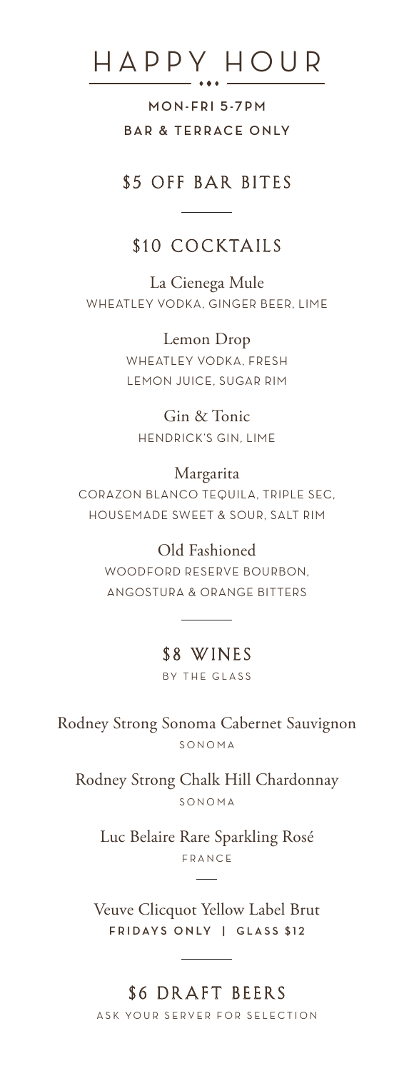# HAPPY HOUR

**MON-FRI 5-7PM**

**BAR & TERRACE ONLY**

## $5 OFF BAR BITES

---

## $10 COCKTAILS

La Cienega Mule
WHEATLEY VODKA, GINGER BEER, LIME

Lemon Drop
WHEATLEY VODKA, FRESH LEMON JUICE, SUGAR RIM

Gin & Tonic
HENDRICK'S GIN, LIME

Margarita
CORAZON BLANCO TEQUILA, TRIPLE SEC, HOUSEMADE SWEET & SOUR, SALT RIM

Old Fashioned
WOODFORD RESERVE BOURBON, ANGOSTURA & ORANGE BITTERS

---

## $8 WINES

BY THE GLASS

Rodney Strong Sonoma Cabernet Sauvignon
SONOMA

Rodney Strong Chalk Hill Chardonnay
SONOMA

Luc Belaire Rare Sparkling Rosé
FRANCE

---

Veuve Clicquot Yellow Label Brut
**FRIDAYS ONLY | GLASS $12**

---

## $6 DRAFT BEERS

ASK YOUR SERVER FOR SELECTION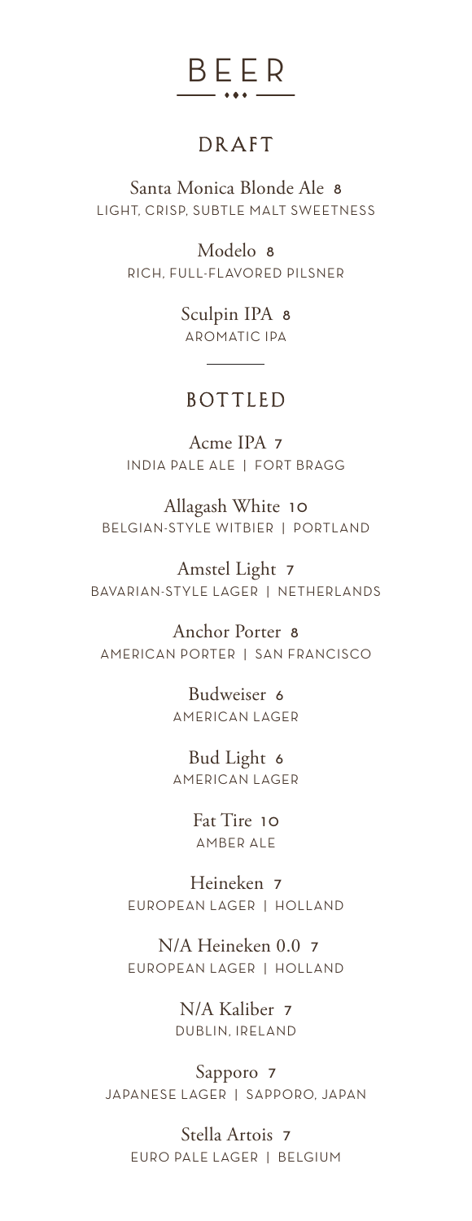# BEER

## DRAFT

Santa Monica Blonde Ale 8
LIGHT, CRISP, SUBTLE MALT SWEETNESS

Modelo 8
RICH, FULL-FLAVORED PILSNER

Sculpin IPA 8
AROMATIC IPA

## BOTTLED

Acme IPA 7
INDIA PALE ALE | FORT BRAGG

Allagash White 10
BELGIAN-STYLE WITBIER | PORTLAND

Amstel Light 7
BAVARIAN-STYLE LAGER | NETHERLANDS

Anchor Porter 8
AMERICAN PORTER | SAN FRANCISCO

Budweiser 6
AMERICAN LAGER

Bud Light 6
AMERICAN LAGER

Fat Tire 10
AMBER ALE

Heineken 7
EUROPEAN LAGER | HOLLAND

N/A Heineken 0.0 7
EUROPEAN LAGER | HOLLAND

N/A Kaliber 7
DUBLIN, IRELAND

Sapporo 7
JAPANESE LAGER | SAPPORO, JAPAN

Stella Artois 7
EURO PALE LAGER | BELGIUM